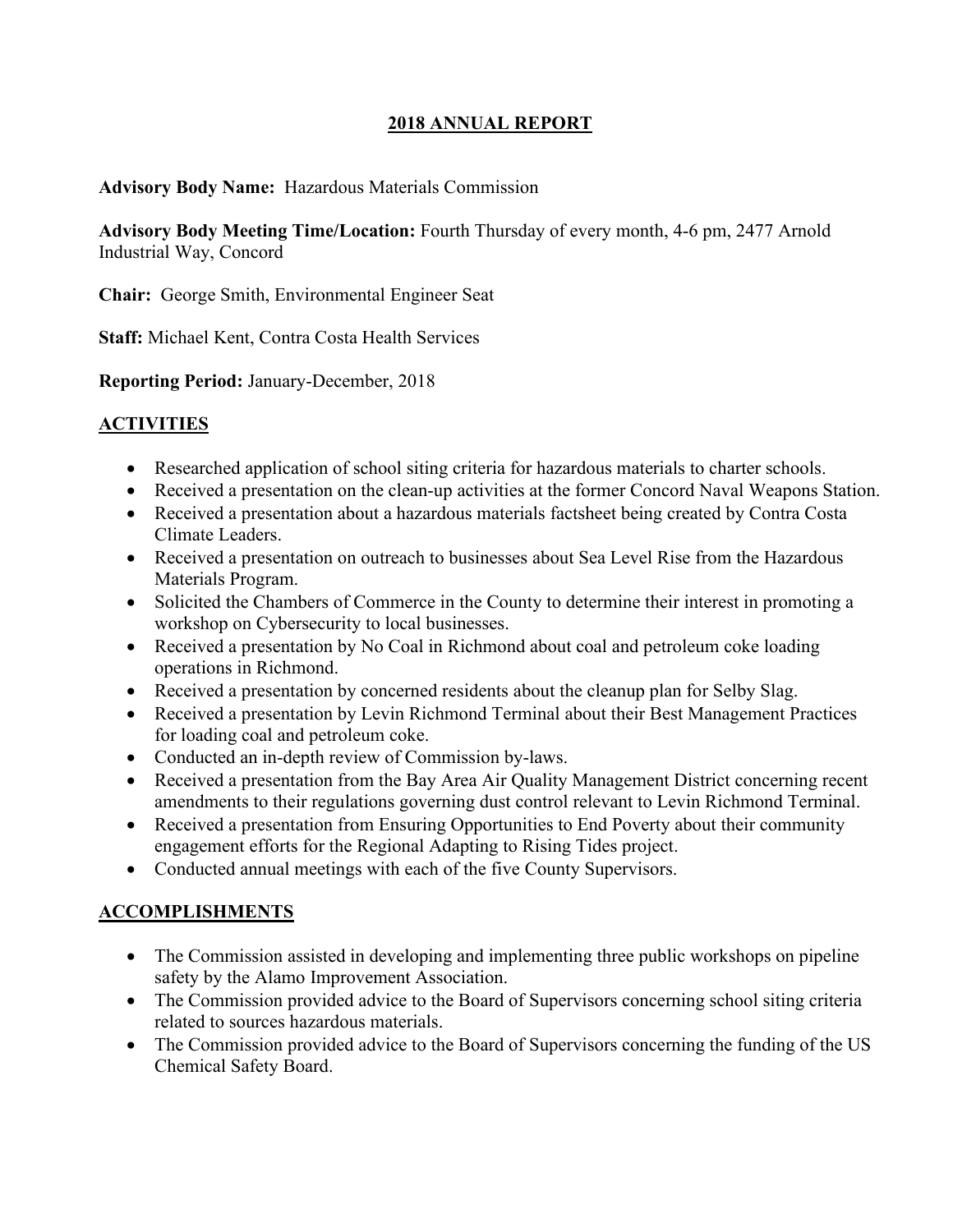# 2018 ANNUAL REPORT

**Advisory Body Name:** Hazardous Materials Commission

**Advisory Body Meeting Time/Location:** Fourth Thursday of every month, 4-6 pm, 2477 Arnold Industrial Way, Concord

**Chair:** George Smith, Environmental Engineer Seat

**Staff:** Michael Kent, Contra Costa Health Services

**Reporting Period:** January-December, 2018

## ACTIVITIES

- Researched application of school siting criteria for hazardous materials to charter schools.
- Received a presentation on the clean-up activities at the former Concord Naval Weapons Station.
- Received a presentation about a hazardous materials factsheet being created by Contra Costa Climate Leaders.
- Received a presentation on outreach to businesses about Sea Level Rise from the Hazardous Materials Program.
- Solicited the Chambers of Commerce in the County to determine their interest in promoting a workshop on Cybersecurity to local businesses.
- Received a presentation by No Coal in Richmond about coal and petroleum coke loading operations in Richmond.
- Received a presentation by concerned residents about the cleanup plan for Selby Slag.
- Received a presentation by Levin Richmond Terminal about their Best Management Practices for loading coal and petroleum coke.
- Conducted an in-depth review of Commission by-laws.
- Received a presentation from the Bay Area Air Quality Management District concerning recent amendments to their regulations governing dust control relevant to Levin Richmond Terminal.
- Received a presentation from Ensuring Opportunities to End Poverty about their community engagement efforts for the Regional Adapting to Rising Tides project.
- Conducted annual meetings with each of the five County Supervisors.

## ACCOMPLISHMENTS

- The Commission assisted in developing and implementing three public workshops on pipeline safety by the Alamo Improvement Association.
- The Commission provided advice to the Board of Supervisors concerning school siting criteria related to sources hazardous materials.
- The Commission provided advice to the Board of Supervisors concerning the funding of the US Chemical Safety Board.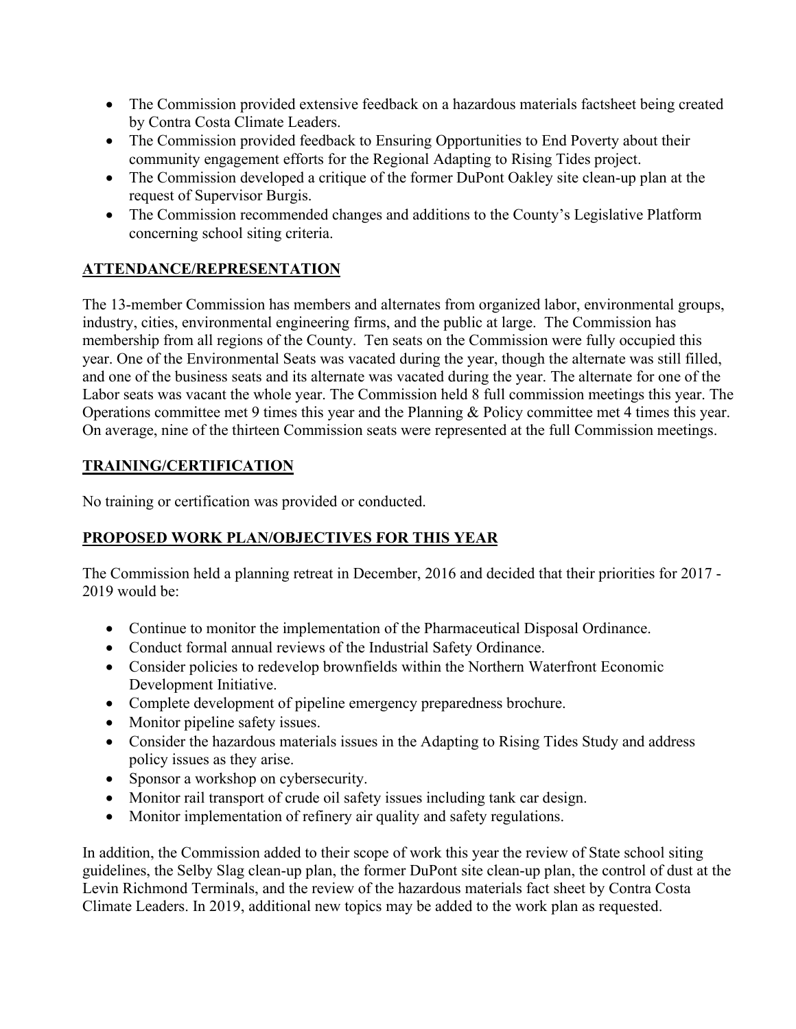- The Commission provided extensive feedback on a hazardous materials factsheet being created by Contra Costa Climate Leaders.
- The Commission provided feedback to Ensuring Opportunities to End Poverty about their community engagement efforts for the Regional Adapting to Rising Tides project.
- The Commission developed a critique of the former DuPont Oakley site clean-up plan at the request of Supervisor Burgis.
- The Commission recommended changes and additions to the County's Legislative Platform concerning school siting criteria.

## ATTENDANCE/REPRESENTATION

The 13-member Commission has members and alternates from organized labor, environmental groups, industry, cities, environmental engineering firms, and the public at large. The Commission has membership from all regions of the County. Ten seats on the Commission were fully occupied this year. One of the Environmental Seats was vacated during the year, though the alternate was still filled, and one of the business seats and its alternate was vacated during the year. The alternate for one of the Labor seats was vacant the whole year. The Commission held 8 full commission meetings this year. The Operations committee met 9 times this year and the Planning & Policy committee met 4 times this year. On average, nine of the thirteen Commission seats were represented at the full Commission meetings.

## TRAINING/CERTIFICATION

No training or certification was provided or conducted.

## PROPOSED WORK PLAN/OBJECTIVES FOR THIS YEAR

The Commission held a planning retreat in December, 2016 and decided that their priorities for 2017 - 2019 would be:

- Continue to monitor the implementation of the Pharmaceutical Disposal Ordinance.
- Conduct formal annual reviews of the Industrial Safety Ordinance.
- Consider policies to redevelop brownfields within the Northern Waterfront Economic Development Initiative.
- Complete development of pipeline emergency preparedness brochure.
- Monitor pipeline safety issues.
- Consider the hazardous materials issues in the Adapting to Rising Tides Study and address policy issues as they arise.
- Sponsor a workshop on cybersecurity.
- Monitor rail transport of crude oil safety issues including tank car design.
- Monitor implementation of refinery air quality and safety regulations.

In addition, the Commission added to their scope of work this year the review of State school siting guidelines, the Selby Slag clean-up plan, the former DuPont site clean-up plan, the control of dust at the Levin Richmond Terminals, and the review of the hazardous materials fact sheet by Contra Costa Climate Leaders. In 2019, additional new topics may be added to the work plan as requested.